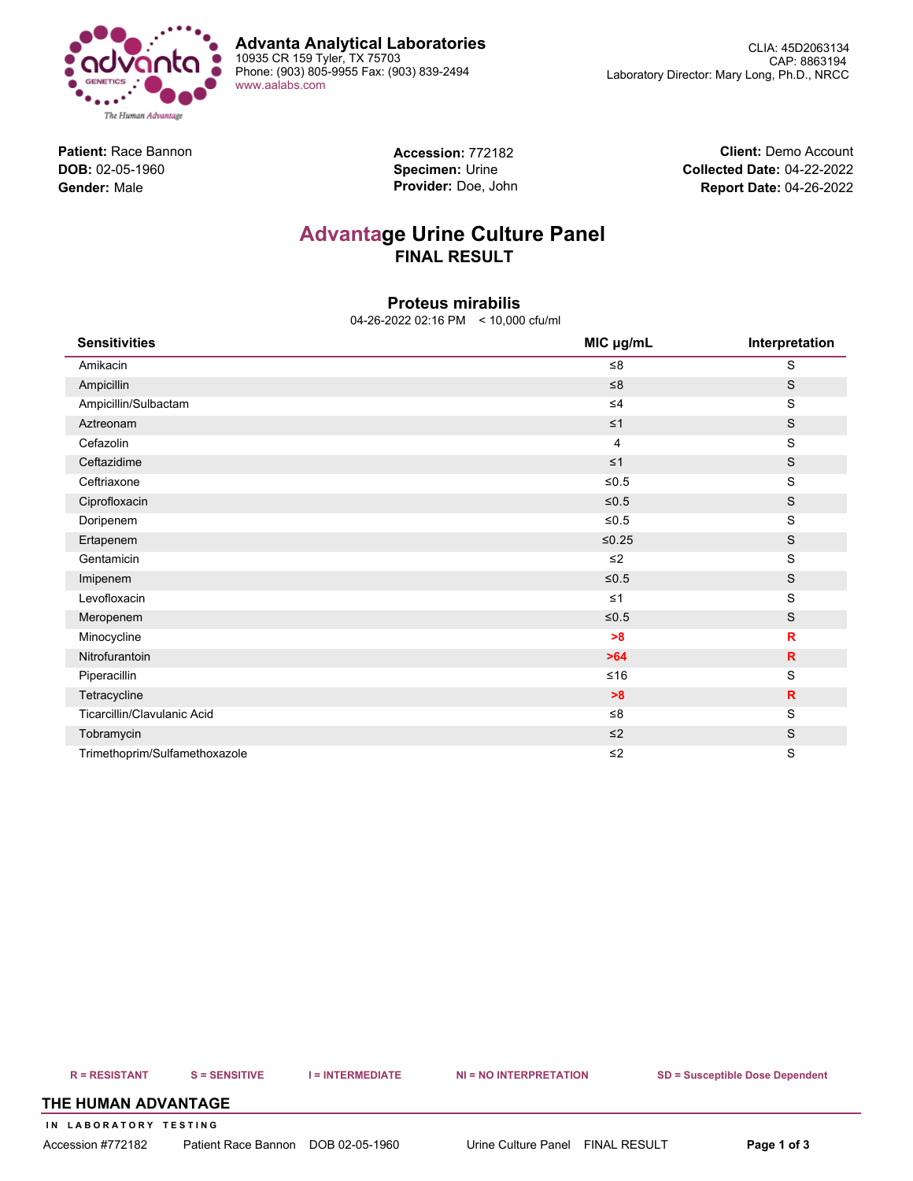**Advanta Analytical Laboratories**
10935 CR 159 Tyler, TX 75703
Phone: (903) 805-9955 Fax: (903) 839-2494
www.aalabs.com

CLIA: 45D2063134
CAP: 8863194
Laboratory Director: Mary Long, Ph.D., NRCC

**Patient:** Race Bannon
**DOB:** 02-05-1960
**Gender:** Male

**Accession:** 772182
**Specimen:** Urine
**Provider:** Doe, John

**Client:** Demo Account
**Collected Date:** 04-22-2022
**Report Date:** 04-26-2022

# Advantage Urine Culture Panel

## FINAL RESULT

### Proteus mirabilis

04-26-2022 02:16 PM < 10,000 cfu/ml

| Sensitivities | MIC µg/mL | Interpretation |
|---|---|---|
| Amikacin | ≤8 | S |
| Ampicillin | ≤8 | S |
| Ampicillin/Sulbactam | ≤4 | S |
| Aztreonam | ≤1 | S |
| Cefazolin | 4 | S |
| Ceftazidime | ≤1 | S |
| Ceftriaxone | ≤0.5 | S |
| Ciprofloxacin | ≤0.5 | S |
| Doripenem | ≤0.5 | S |
| Ertapenem | ≤0.25 | S |
| Gentamicin | ≤2 | S |
| Imipenem | ≤0.5 | S |
| Levofloxacin | ≤1 | S |
| Meropenem | ≤0.5 | S |
| Minocycline | **>8** | **R** |
| Nitrofurantoin | **>64** | **R** |
| Piperacillin | ≤16 | S |
| Tetracycline | **>8** | **R** |
| Ticarcillin/Clavulanic Acid | ≤8 | S |
| Tobramycin | ≤2 | S |
| Trimethoprim/Sulfamethoxazole | ≤2 | S |

R = RESISTANT S = SENSITIVE I = INTERMEDIATE NI = NO INTERPRETATION SD = Susceptible Dose Dependent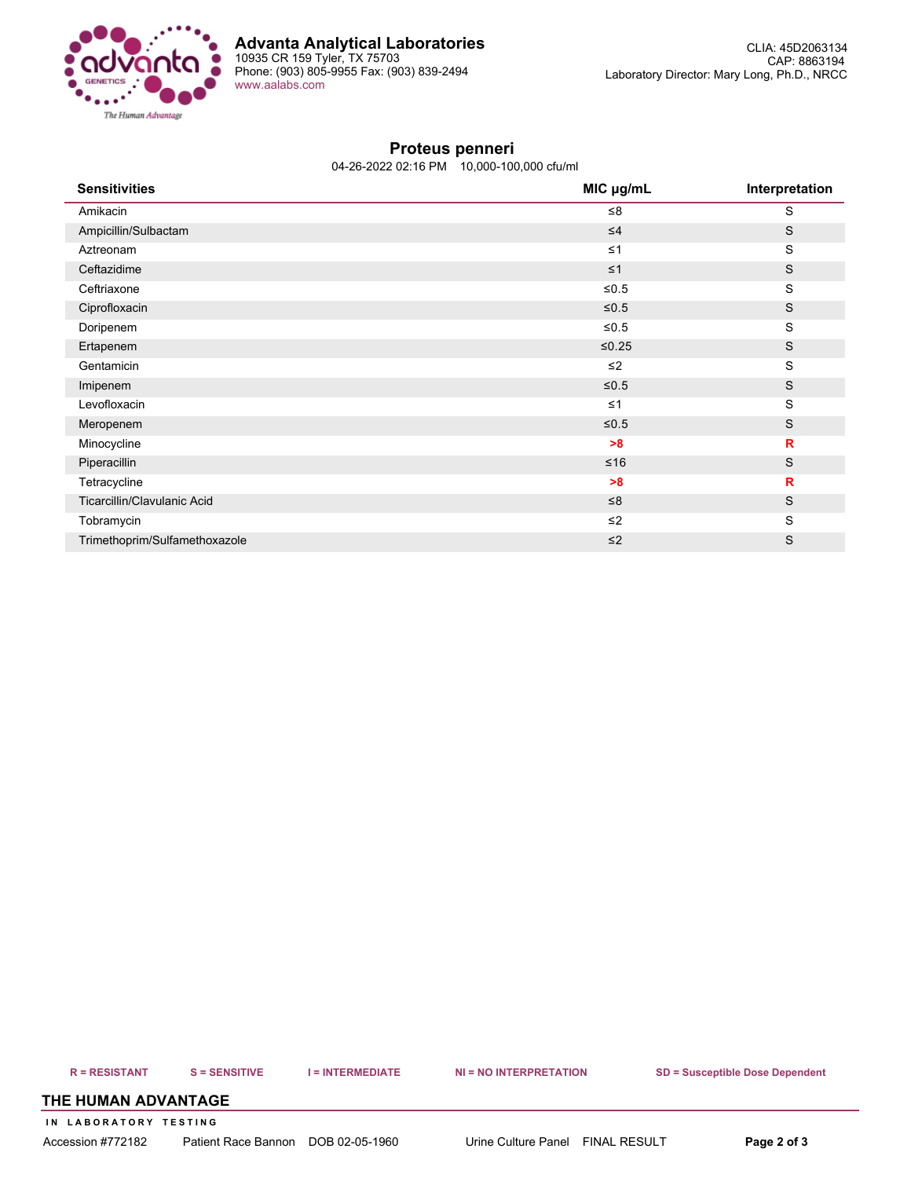**Advanta Analytical Laboratories**
10935 CR 159 Tyler, TX 75703
Phone: (903) 805-9955 Fax: (903) 839-2494
www.aalabs.com

CLIA: 45D2063134
CAP: 8863194
Laboratory Director: Mary Long, Ph.D., NRCC

## Proteus penneri

04-26-2022 02:16 PM    10,000-100,000 cfu/ml

| Sensitivities | MIC µg/mL | Interpretation |
|---|---|---|
| Amikacin | ≤8 | S |
| Ampicillin/Sulbactam | ≤4 | S |
| Aztreonam | ≤1 | S |
| Ceftazidime | ≤1 | S |
| Ceftriaxone | ≤0.5 | S |
| Ciprofloxacin | ≤0.5 | S |
| Doripenem | ≤0.5 | S |
| Ertapenem | ≤0.25 | S |
| Gentamicin | ≤2 | S |
| Imipenem | ≤0.5 | S |
| Levofloxacin | ≤1 | S |
| Meropenem | ≤0.5 | S |
| Minocycline | **>8** | **R** |
| Piperacillin | ≤16 | S |
| Tetracycline | **>8** | **R** |
| Ticarcillin/Clavulanic Acid | ≤8 | S |
| Tobramycin | ≤2 | S |
| Trimethoprim/Sulfamethoxazole | ≤2 | S |

**R = RESISTANT**    **S = SENSITIVE**    **I = INTERMEDIATE**    **NI = NO INTERPRETATION**    **SD = Susceptible Dose Dependent**

Accession #772182    Patient Race Bannon    DOB 02-05-1960    Urine Culture Panel    FINAL RESULT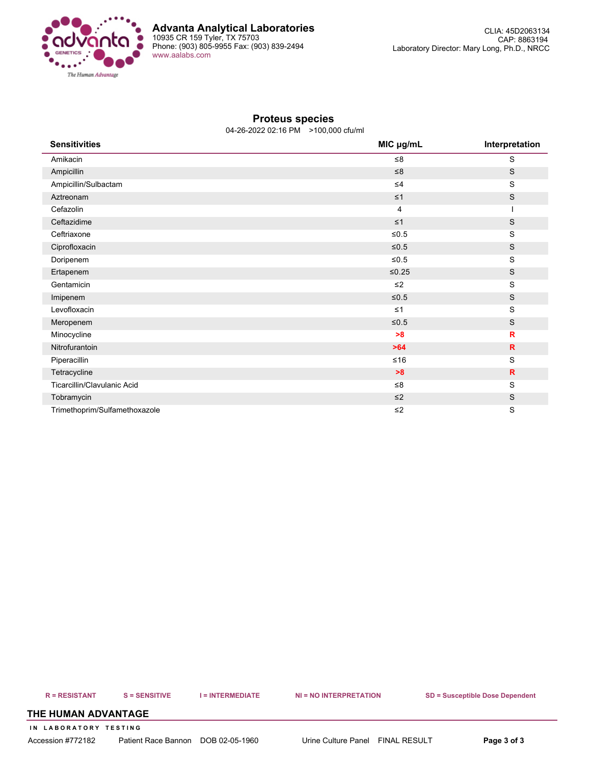**Advanta Analytical Laboratories**
10935 CR 159 Tyler, TX 75703
Phone: (903) 805-9955 Fax: (903) 839-2494
www.aalabs.com

CLIA: 45D2063134
CAP: 8863194
Laboratory Director: Mary Long, Ph.D., NRCC

## Proteus species

04-26-2022 02:16 PM >100,000 cfu/ml

| Sensitivities | MIC µg/mL | Interpretation |
|---|---|---|
| Amikacin | ≤8 | S |
| Ampicillin | ≤8 | S |
| Ampicillin/Sulbactam | ≤4 | S |
| Aztreonam | ≤1 | S |
| Cefazolin | 4 | I |
| Ceftazidime | ≤1 | S |
| Ceftriaxone | ≤0.5 | S |
| Ciprofloxacin | ≤0.5 | S |
| Doripenem | ≤0.5 | S |
| Ertapenem | ≤0.25 | S |
| Gentamicin | ≤2 | S |
| Imipenem | ≤0.5 | S |
| Levofloxacin | ≤1 | S |
| Meropenem | ≤0.5 | S |
| Minocycline | **>8** | **R** |
| Nitrofurantoin | **>64** | **R** |
| Piperacillin | ≤16 | S |
| Tetracycline | **>8** | **R** |
| Ticarcillin/Clavulanic Acid | ≤8 | S |
| Tobramycin | ≤2 | S |
| Trimethoprim/Sulfamethoxazole | ≤2 | S |

**R = RESISTANT** **S = SENSITIVE** **I = INTERMEDIATE** **NI = NO INTERPRETATION** **SD = Susceptible Dose Dependent**

**THE HUMAN ADVANTAGE**
IN LABORATORY TESTING

Accession #772182 Patient Race Bannon DOB 02-05-1960 Urine Culture Panel FINAL RESULT